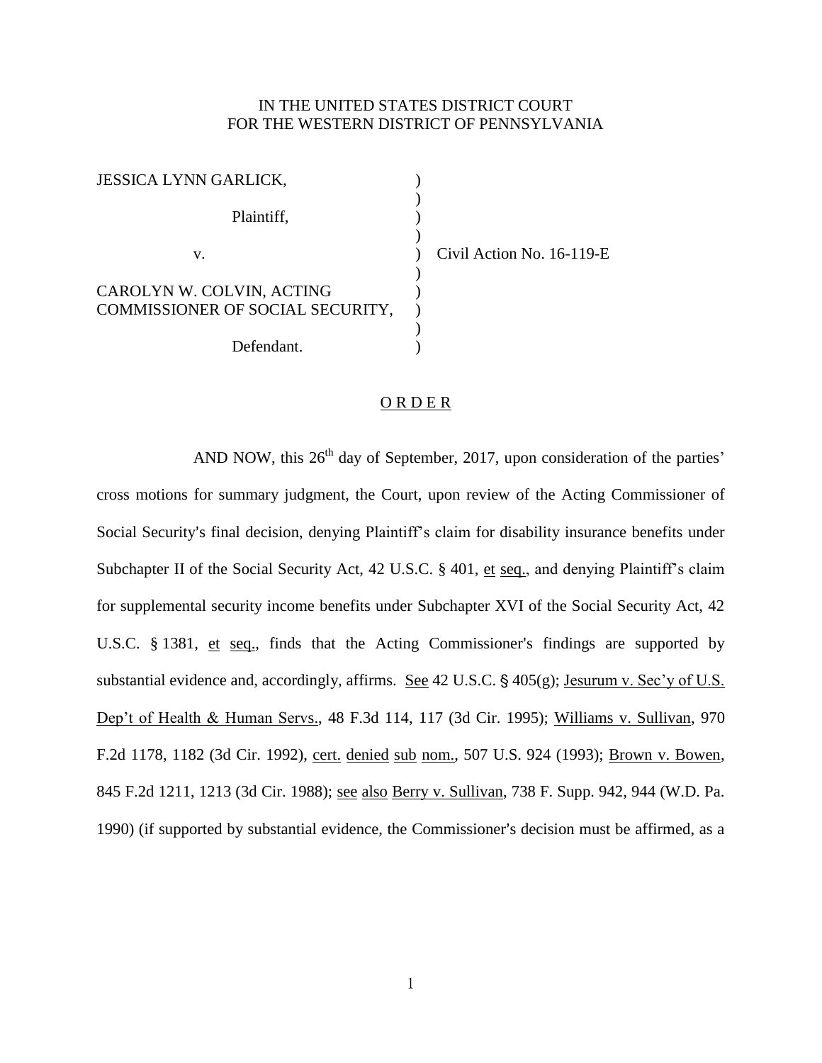IN THE UNITED STATES DISTRICT COURT
FOR THE WESTERN DISTRICT OF PENNSYLVANIA

| | | |
|---|---|---|
| JESSICA LYNN GARLICK, | ) | |
| | ) | |
| Plaintiff, | ) | |
| | ) | |
| v. | ) | Civil Action No. 16-119-E |
| | ) | |
| CAROLYN W. COLVIN, ACTING COMMISSIONER OF SOCIAL SECURITY, | ) | |
| | ) | |
| Defendant. | ) | |

## O R D E R

AND NOW, this 26th day of September, 2017, upon consideration of the parties' cross motions for summary judgment, the Court, upon review of the Acting Commissioner of Social Security's final decision, denying Plaintiff's claim for disability insurance benefits under Subchapter II of the Social Security Act, 42 U.S.C. § 401, et seq., and denying Plaintiff's claim for supplemental security income benefits under Subchapter XVI of the Social Security Act, 42 U.S.C. § 1381, et seq., finds that the Acting Commissioner's findings are supported by substantial evidence and, accordingly, affirms. See 42 U.S.C. § 405(g); Jesurum v. Sec'y of U.S. Dep't of Health & Human Servs., 48 F.3d 114, 117 (3d Cir. 1995); Williams v. Sullivan, 970 F.2d 1178, 1182 (3d Cir. 1992), cert. denied sub nom., 507 U.S. 924 (1993); Brown v. Bowen, 845 F.2d 1211, 1213 (3d Cir. 1988); see also Berry v. Sullivan, 738 F. Supp. 942, 944 (W.D. Pa. 1990) (if supported by substantial evidence, the Commissioner's decision must be affirmed, as a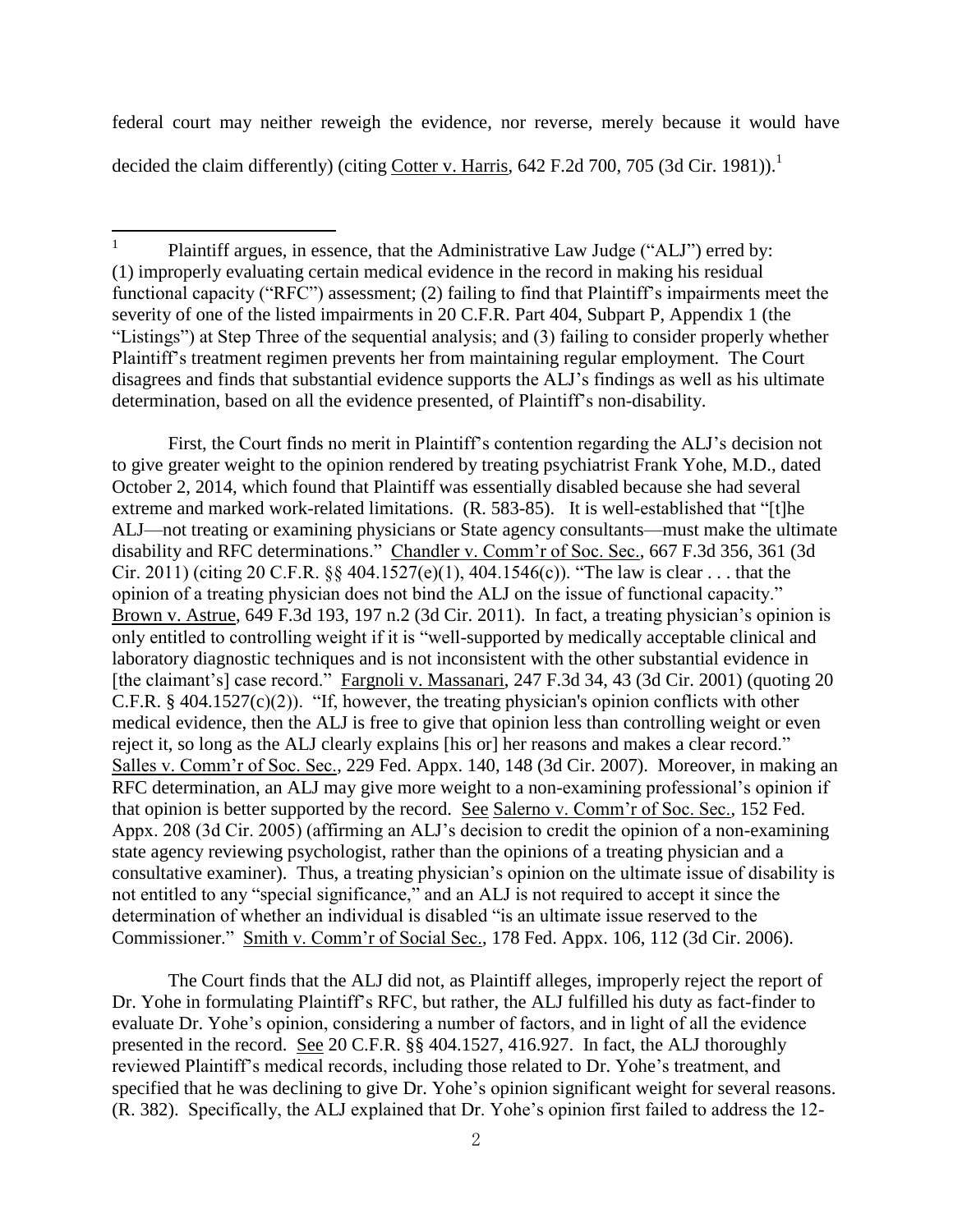federal court may neither reweigh the evidence, nor reverse, merely because it would have decided the claim differently) (citing Cotter v. Harris, 642 F.2d 700, 705 (3d Cir. 1981)).[1]

---

[1] Plaintiff argues, in essence, that the Administrative Law Judge ("ALJ") erred by: (1) improperly evaluating certain medical evidence in the record in making his residual functional capacity ("RFC") assessment; (2) failing to find that Plaintiff's impairments meet the severity of one of the listed impairments in 20 C.F.R. Part 404, Subpart P, Appendix 1 (the "Listings") at Step Three of the sequential analysis; and (3) failing to consider properly whether Plaintiff's treatment regimen prevents her from maintaining regular employment. The Court disagrees and finds that substantial evidence supports the ALJ's findings as well as his ultimate determination, based on all the evidence presented, of Plaintiff's non-disability.

First, the Court finds no merit in Plaintiff's contention regarding the ALJ's decision not to give greater weight to the opinion rendered by treating psychiatrist Frank Yohe, M.D., dated October 2, 2014, which found that Plaintiff was essentially disabled because she had several extreme and marked work-related limitations. (R. 583-85). It is well-established that "[t]he ALJ—not treating or examining physicians or State agency consultants—must make the ultimate disability and RFC determinations." Chandler v. Comm'r of Soc. Sec., 667 F.3d 356, 361 (3d Cir. 2011) (citing 20 C.F.R. §§ 404.1527(e)(1), 404.1546(c)). "The law is clear . . . that the opinion of a treating physician does not bind the ALJ on the issue of functional capacity." Brown v. Astrue, 649 F.3d 193, 197 n.2 (3d Cir. 2011). In fact, a treating physician's opinion is only entitled to controlling weight if it is "well-supported by medically acceptable clinical and laboratory diagnostic techniques and is not inconsistent with the other substantial evidence in [the claimant's] case record." Fargnoli v. Massanari, 247 F.3d 34, 43 (3d Cir. 2001) (quoting 20 C.F.R. § 404.1527(c)(2)). "If, however, the treating physician's opinion conflicts with other medical evidence, then the ALJ is free to give that opinion less than controlling weight or even reject it, so long as the ALJ clearly explains [his or] her reasons and makes a clear record." Salles v. Comm'r of Soc. Sec., 229 Fed. Appx. 140, 148 (3d Cir. 2007). Moreover, in making an RFC determination, an ALJ may give more weight to a non-examining professional's opinion if that opinion is better supported by the record. See Salerno v. Comm'r of Soc. Sec., 152 Fed. Appx. 208 (3d Cir. 2005) (affirming an ALJ's decision to credit the opinion of a non-examining state agency reviewing psychologist, rather than the opinions of a treating physician and a consultative examiner). Thus, a treating physician's opinion on the ultimate issue of disability is not entitled to any "special significance," and an ALJ is not required to accept it since the determination of whether an individual is disabled "is an ultimate issue reserved to the Commissioner." Smith v. Comm'r of Social Sec., 178 Fed. Appx. 106, 112 (3d Cir. 2006).

The Court finds that the ALJ did not, as Plaintiff alleges, improperly reject the report of Dr. Yohe in formulating Plaintiff's RFC, but rather, the ALJ fulfilled his duty as fact-finder to evaluate Dr. Yohe's opinion, considering a number of factors, and in light of all the evidence presented in the record. See 20 C.F.R. §§ 404.1527, 416.927. In fact, the ALJ thoroughly reviewed Plaintiff's medical records, including those related to Dr. Yohe's treatment, and specified that he was declining to give Dr. Yohe's opinion significant weight for several reasons. (R. 382). Specifically, the ALJ explained that Dr. Yohe's opinion first failed to address the 12-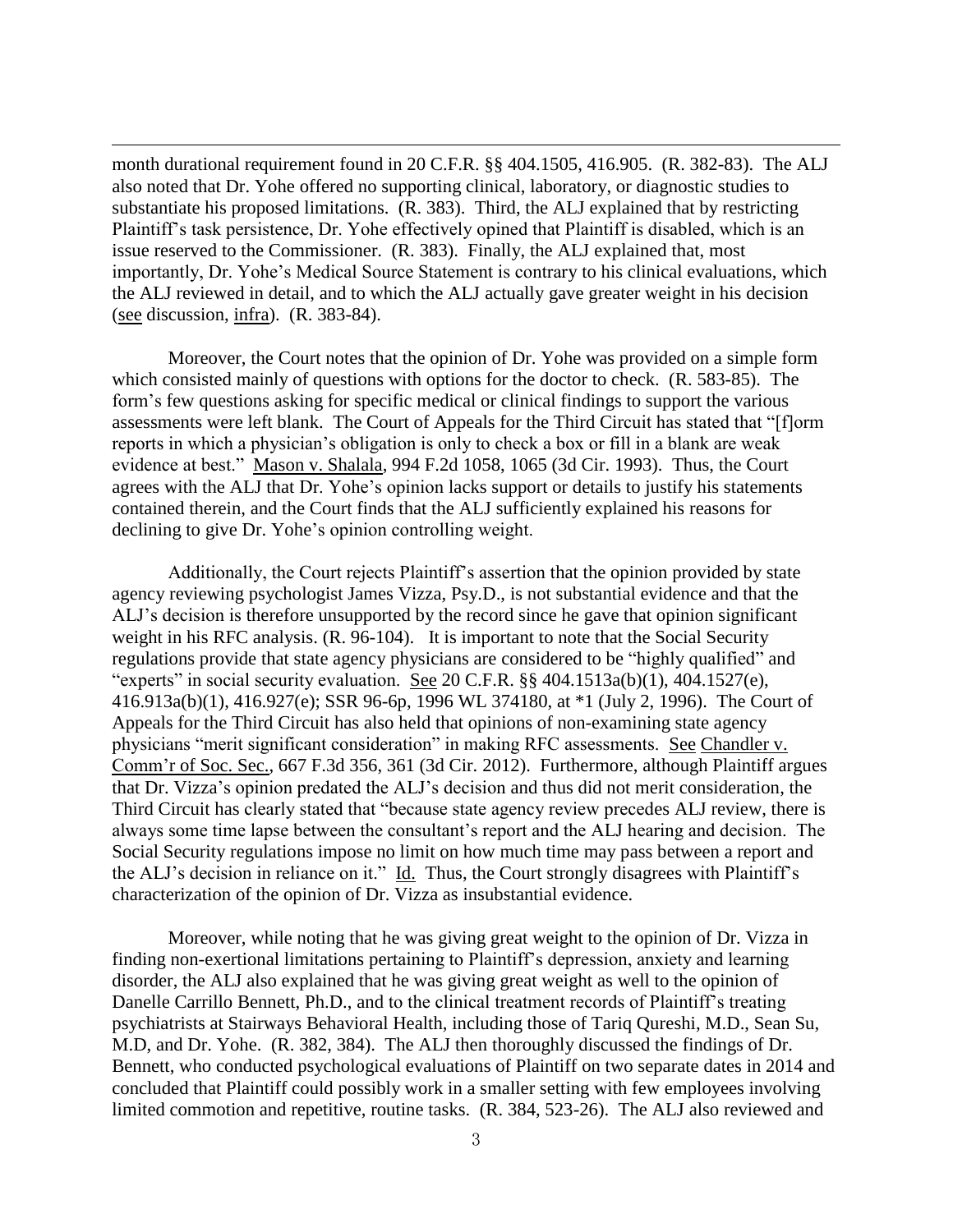month durational requirement found in 20 C.F.R. §§ 404.1505, 416.905. (R. 382-83). The ALJ also noted that Dr. Yohe offered no supporting clinical, laboratory, or diagnostic studies to substantiate his proposed limitations. (R. 383). Third, the ALJ explained that by restricting Plaintiff's task persistence, Dr. Yohe effectively opined that Plaintiff is disabled, which is an issue reserved to the Commissioner. (R. 383). Finally, the ALJ explained that, most importantly, Dr. Yohe's Medical Source Statement is contrary to his clinical evaluations, which the ALJ reviewed in detail, and to which the ALJ actually gave greater weight in his decision (see discussion, infra). (R. 383-84).

Moreover, the Court notes that the opinion of Dr. Yohe was provided on a simple form which consisted mainly of questions with options for the doctor to check. (R. 583-85). The form's few questions asking for specific medical or clinical findings to support the various assessments were left blank. The Court of Appeals for the Third Circuit has stated that "[f]orm reports in which a physician's obligation is only to check a box or fill in a blank are weak evidence at best." Mason v. Shalala, 994 F.2d 1058, 1065 (3d Cir. 1993). Thus, the Court agrees with the ALJ that Dr. Yohe's opinion lacks support or details to justify his statements contained therein, and the Court finds that the ALJ sufficiently explained his reasons for declining to give Dr. Yohe's opinion controlling weight.

Additionally, the Court rejects Plaintiff's assertion that the opinion provided by state agency reviewing psychologist James Vizza, Psy.D., is not substantial evidence and that the ALJ's decision is therefore unsupported by the record since he gave that opinion significant weight in his RFC analysis. (R. 96-104). It is important to note that the Social Security regulations provide that state agency physicians are considered to be "highly qualified" and "experts" in social security evaluation. See 20 C.F.R. §§ 404.1513a(b)(1), 404.1527(e), 416.913a(b)(1), 416.927(e); SSR 96-6p, 1996 WL 374180, at *1 (July 2, 1996). The Court of Appeals for the Third Circuit has also held that opinions of non-examining state agency physicians "merit significant consideration" in making RFC assessments. See Chandler v. Comm'r of Soc. Sec., 667 F.3d 356, 361 (3d Cir. 2012). Furthermore, although Plaintiff argues that Dr. Vizza's opinion predated the ALJ's decision and thus did not merit consideration, the Third Circuit has clearly stated that "because state agency review precedes ALJ review, there is always some time lapse between the consultant's report and the ALJ hearing and decision. The Social Security regulations impose no limit on how much time may pass between a report and the ALJ's decision in reliance on it." Id. Thus, the Court strongly disagrees with Plaintiff's characterization of the opinion of Dr. Vizza as insubstantial evidence.

Moreover, while noting that he was giving great weight to the opinion of Dr. Vizza in finding non-exertional limitations pertaining to Plaintiff's depression, anxiety and learning disorder, the ALJ also explained that he was giving great weight as well to the opinion of Danelle Carrillo Bennett, Ph.D., and to the clinical treatment records of Plaintiff's treating psychiatrists at Stairways Behavioral Health, including those of Tariq Qureshi, M.D., Sean Su, M.D, and Dr. Yohe. (R. 382, 384). The ALJ then thoroughly discussed the findings of Dr. Bennett, who conducted psychological evaluations of Plaintiff on two separate dates in 2014 and concluded that Plaintiff could possibly work in a smaller setting with few employees involving limited commotion and repetitive, routine tasks. (R. 384, 523-26). The ALJ also reviewed and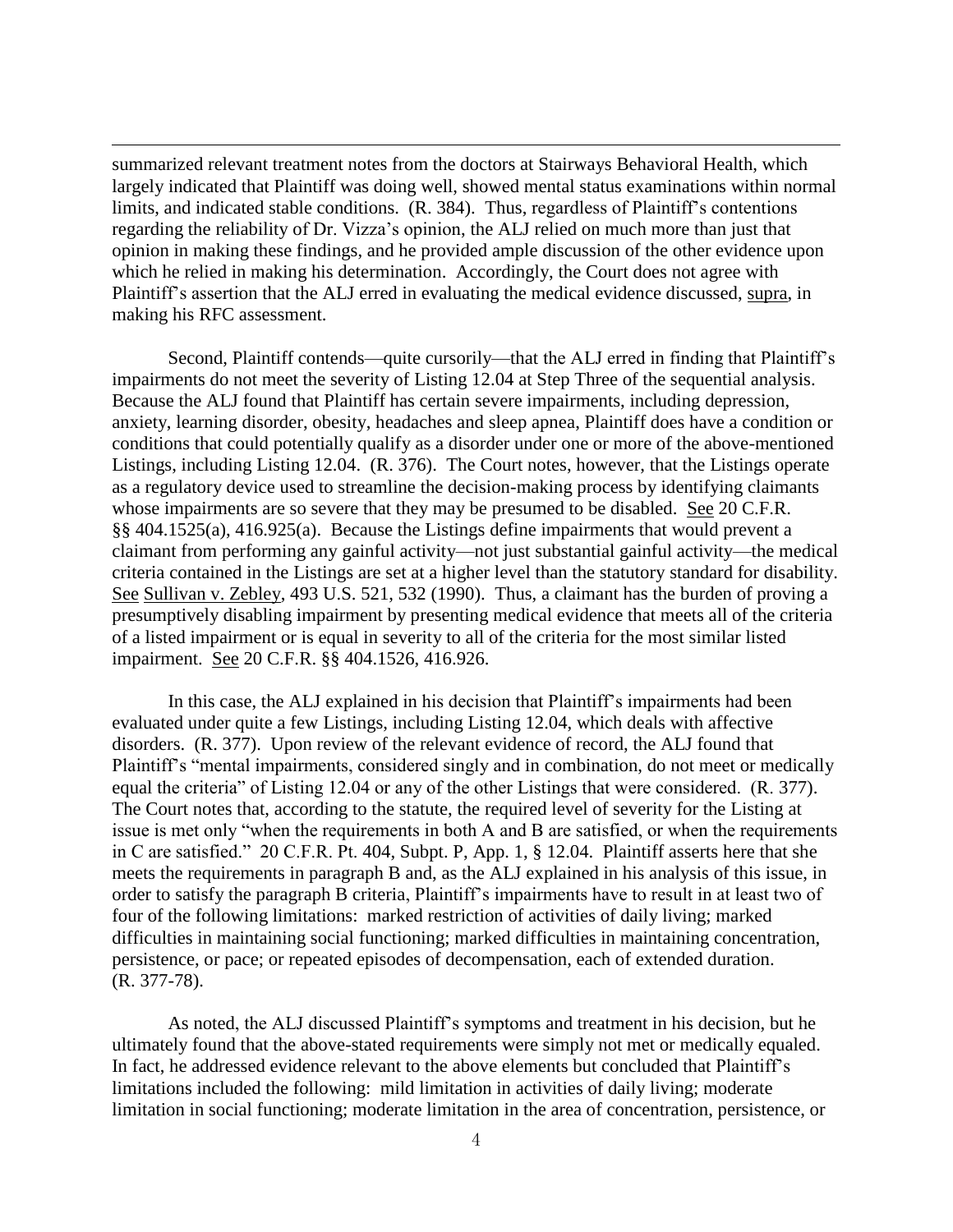summarized relevant treatment notes from the doctors at Stairways Behavioral Health, which largely indicated that Plaintiff was doing well, showed mental status examinations within normal limits, and indicated stable conditions. (R. 384). Thus, regardless of Plaintiff's contentions regarding the reliability of Dr. Vizza's opinion, the ALJ relied on much more than just that opinion in making these findings, and he provided ample discussion of the other evidence upon which he relied in making his determination. Accordingly, the Court does not agree with Plaintiff's assertion that the ALJ erred in evaluating the medical evidence discussed, supra, in making his RFC assessment.

Second, Plaintiff contends—quite cursorily—that the ALJ erred in finding that Plaintiff's impairments do not meet the severity of Listing 12.04 at Step Three of the sequential analysis. Because the ALJ found that Plaintiff has certain severe impairments, including depression, anxiety, learning disorder, obesity, headaches and sleep apnea, Plaintiff does have a condition or conditions that could potentially qualify as a disorder under one or more of the above-mentioned Listings, including Listing 12.04. (R. 376). The Court notes, however, that the Listings operate as a regulatory device used to streamline the decision-making process by identifying claimants whose impairments are so severe that they may be presumed to be disabled. See 20 C.F.R. §§ 404.1525(a), 416.925(a). Because the Listings define impairments that would prevent a claimant from performing any gainful activity—not just substantial gainful activity—the medical criteria contained in the Listings are set at a higher level than the statutory standard for disability. See Sullivan v. Zebley, 493 U.S. 521, 532 (1990). Thus, a claimant has the burden of proving a presumptively disabling impairment by presenting medical evidence that meets all of the criteria of a listed impairment or is equal in severity to all of the criteria for the most similar listed impairment. See 20 C.F.R. §§ 404.1526, 416.926.

In this case, the ALJ explained in his decision that Plaintiff's impairments had been evaluated under quite a few Listings, including Listing 12.04, which deals with affective disorders. (R. 377). Upon review of the relevant evidence of record, the ALJ found that Plaintiff's "mental impairments, considered singly and in combination, do not meet or medically equal the criteria" of Listing 12.04 or any of the other Listings that were considered. (R. 377). The Court notes that, according to the statute, the required level of severity for the Listing at issue is met only "when the requirements in both A and B are satisfied, or when the requirements in C are satisfied." 20 C.F.R. Pt. 404, Subpt. P, App. 1, § 12.04. Plaintiff asserts here that she meets the requirements in paragraph B and, as the ALJ explained in his analysis of this issue, in order to satisfy the paragraph B criteria, Plaintiff's impairments have to result in at least two of four of the following limitations: marked restriction of activities of daily living; marked difficulties in maintaining social functioning; marked difficulties in maintaining concentration, persistence, or pace; or repeated episodes of decompensation, each of extended duration. (R. 377-78).

As noted, the ALJ discussed Plaintiff's symptoms and treatment in his decision, but he ultimately found that the above-stated requirements were simply not met or medically equaled. In fact, he addressed evidence relevant to the above elements but concluded that Plaintiff's limitations included the following: mild limitation in activities of daily living; moderate limitation in social functioning; moderate limitation in the area of concentration, persistence, or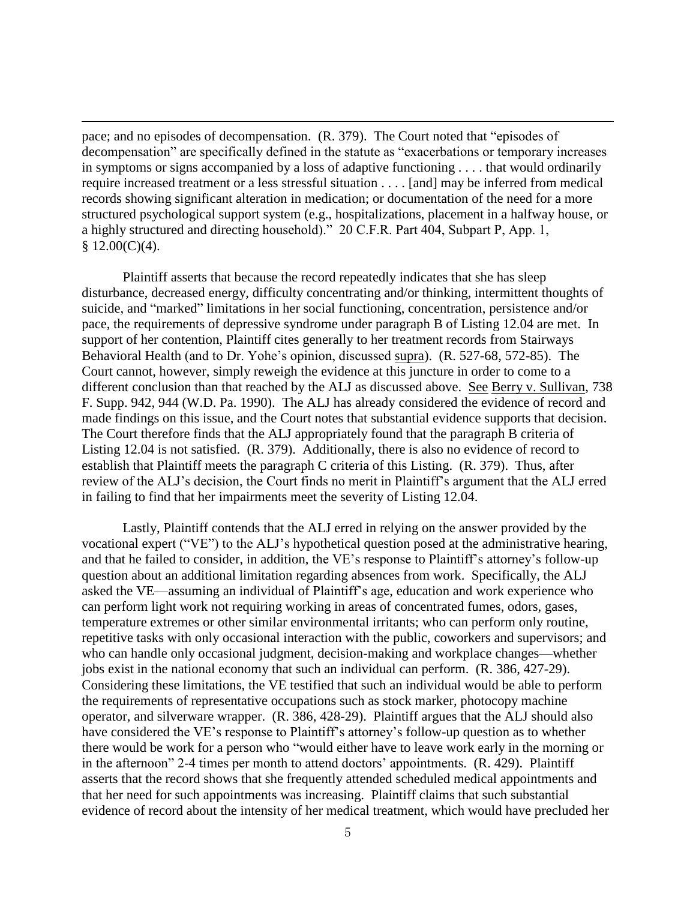pace; and no episodes of decompensation. (R. 379). The Court noted that "episodes of decompensation" are specifically defined in the statute as "exacerbations or temporary increases in symptoms or signs accompanied by a loss of adaptive functioning . . . . that would ordinarily require increased treatment or a less stressful situation . . . . [and] may be inferred from medical records showing significant alteration in medication; or documentation of the need for a more structured psychological support system (e.g., hospitalizations, placement in a halfway house, or a highly structured and directing household)." 20 C.F.R. Part 404, Subpart P, App. 1, § 12.00(C)(4).

Plaintiff asserts that because the record repeatedly indicates that she has sleep disturbance, decreased energy, difficulty concentrating and/or thinking, intermittent thoughts of suicide, and "marked" limitations in her social functioning, concentration, persistence and/or pace, the requirements of depressive syndrome under paragraph B of Listing 12.04 are met. In support of her contention, Plaintiff cites generally to her treatment records from Stairways Behavioral Health (and to Dr. Yohe's opinion, discussed supra). (R. 527-68, 572-85). The Court cannot, however, simply reweigh the evidence at this juncture in order to come to a different conclusion than that reached by the ALJ as discussed above. See Berry v. Sullivan, 738 F. Supp. 942, 944 (W.D. Pa. 1990). The ALJ has already considered the evidence of record and made findings on this issue, and the Court notes that substantial evidence supports that decision. The Court therefore finds that the ALJ appropriately found that the paragraph B criteria of Listing 12.04 is not satisfied. (R. 379). Additionally, there is also no evidence of record to establish that Plaintiff meets the paragraph C criteria of this Listing. (R. 379). Thus, after review of the ALJ's decision, the Court finds no merit in Plaintiff's argument that the ALJ erred in failing to find that her impairments meet the severity of Listing 12.04.

Lastly, Plaintiff contends that the ALJ erred in relying on the answer provided by the vocational expert ("VE") to the ALJ's hypothetical question posed at the administrative hearing, and that he failed to consider, in addition, the VE's response to Plaintiff's attorney's follow-up question about an additional limitation regarding absences from work. Specifically, the ALJ asked the VE—assuming an individual of Plaintiff's age, education and work experience who can perform light work not requiring working in areas of concentrated fumes, odors, gases, temperature extremes or other similar environmental irritants; who can perform only routine, repetitive tasks with only occasional interaction with the public, coworkers and supervisors; and who can handle only occasional judgment, decision-making and workplace changes—whether jobs exist in the national economy that such an individual can perform. (R. 386, 427-29). Considering these limitations, the VE testified that such an individual would be able to perform the requirements of representative occupations such as stock marker, photocopy machine operator, and silverware wrapper. (R. 386, 428-29). Plaintiff argues that the ALJ should also have considered the VE's response to Plaintiff's attorney's follow-up question as to whether there would be work for a person who "would either have to leave work early in the morning or in the afternoon" 2-4 times per month to attend doctors' appointments. (R. 429). Plaintiff asserts that the record shows that she frequently attended scheduled medical appointments and that her need for such appointments was increasing. Plaintiff claims that such substantial evidence of record about the intensity of her medical treatment, which would have precluded her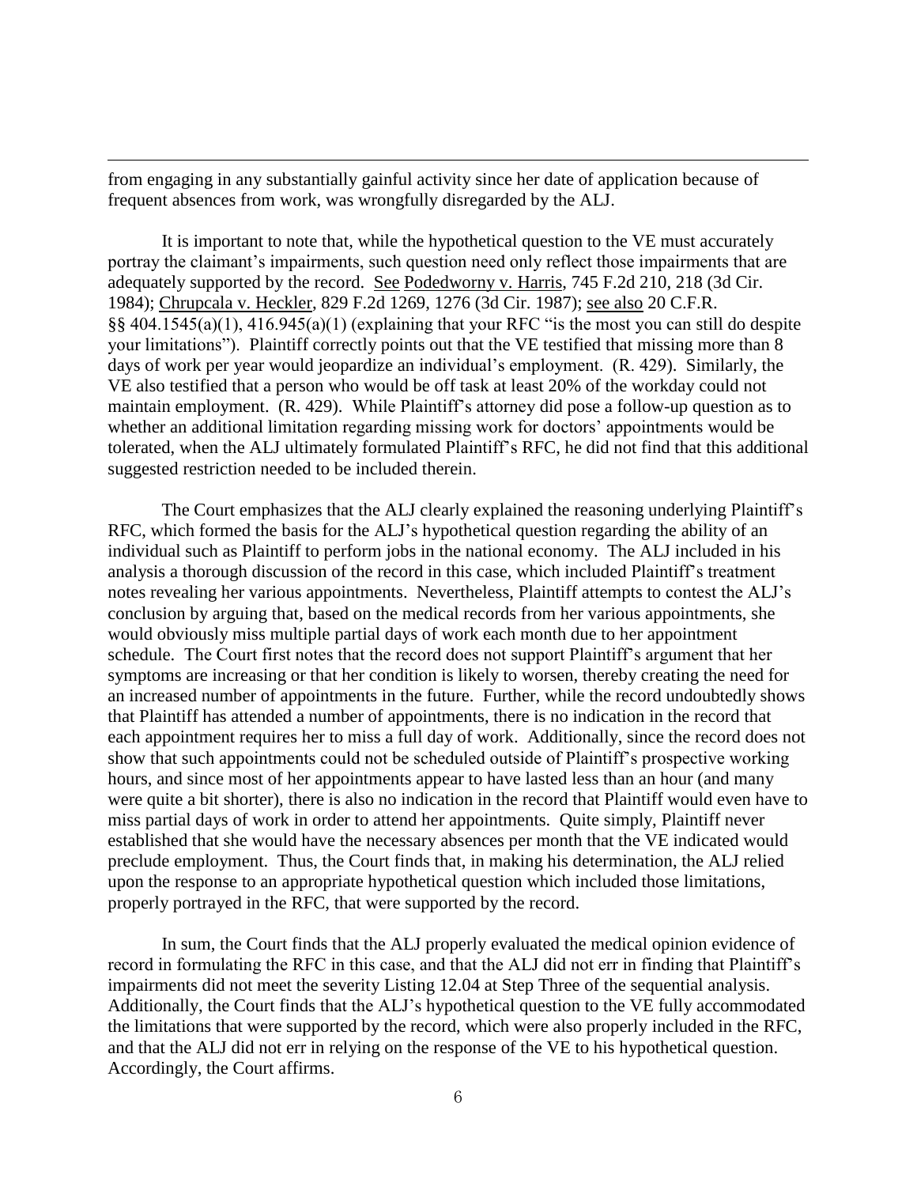from engaging in any substantially gainful activity since her date of application because of frequent absences from work, was wrongfully disregarded by the ALJ.

It is important to note that, while the hypothetical question to the VE must accurately portray the claimant's impairments, such question need only reflect those impairments that are adequately supported by the record. See Podedworny v. Harris, 745 F.2d 210, 218 (3d Cir. 1984); Chrupcala v. Heckler, 829 F.2d 1269, 1276 (3d Cir. 1987); see also 20 C.F.R. §§ 404.1545(a)(1), 416.945(a)(1) (explaining that your RFC "is the most you can still do despite your limitations"). Plaintiff correctly points out that the VE testified that missing more than 8 days of work per year would jeopardize an individual's employment. (R. 429). Similarly, the VE also testified that a person who would be off task at least 20% of the workday could not maintain employment. (R. 429). While Plaintiff's attorney did pose a follow-up question as to whether an additional limitation regarding missing work for doctors' appointments would be tolerated, when the ALJ ultimately formulated Plaintiff's RFC, he did not find that this additional suggested restriction needed to be included therein.

The Court emphasizes that the ALJ clearly explained the reasoning underlying Plaintiff's RFC, which formed the basis for the ALJ's hypothetical question regarding the ability of an individual such as Plaintiff to perform jobs in the national economy. The ALJ included in his analysis a thorough discussion of the record in this case, which included Plaintiff's treatment notes revealing her various appointments. Nevertheless, Plaintiff attempts to contest the ALJ's conclusion by arguing that, based on the medical records from her various appointments, she would obviously miss multiple partial days of work each month due to her appointment schedule. The Court first notes that the record does not support Plaintiff's argument that her symptoms are increasing or that her condition is likely to worsen, thereby creating the need for an increased number of appointments in the future. Further, while the record undoubtedly shows that Plaintiff has attended a number of appointments, there is no indication in the record that each appointment requires her to miss a full day of work. Additionally, since the record does not show that such appointments could not be scheduled outside of Plaintiff's prospective working hours, and since most of her appointments appear to have lasted less than an hour (and many were quite a bit shorter), there is also no indication in the record that Plaintiff would even have to miss partial days of work in order to attend her appointments. Quite simply, Plaintiff never established that she would have the necessary absences per month that the VE indicated would preclude employment. Thus, the Court finds that, in making his determination, the ALJ relied upon the response to an appropriate hypothetical question which included those limitations, properly portrayed in the RFC, that were supported by the record.

In sum, the Court finds that the ALJ properly evaluated the medical opinion evidence of record in formulating the RFC in this case, and that the ALJ did not err in finding that Plaintiff's impairments did not meet the severity Listing 12.04 at Step Three of the sequential analysis. Additionally, the Court finds that the ALJ's hypothetical question to the VE fully accommodated the limitations that were supported by the record, which were also properly included in the RFC, and that the ALJ did not err in relying on the response of the VE to his hypothetical question. Accordingly, the Court affirms.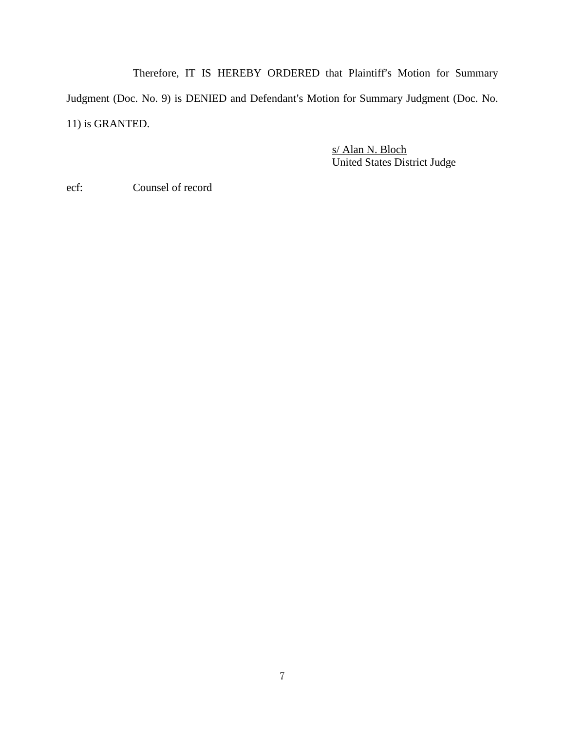Therefore, IT IS HEREBY ORDERED that Plaintiff's Motion for Summary Judgment (Doc. No. 9) is DENIED and Defendant's Motion for Summary Judgment (Doc. No. 11) is GRANTED.

s/ Alan N. Bloch
United States District Judge

ecf: Counsel of record